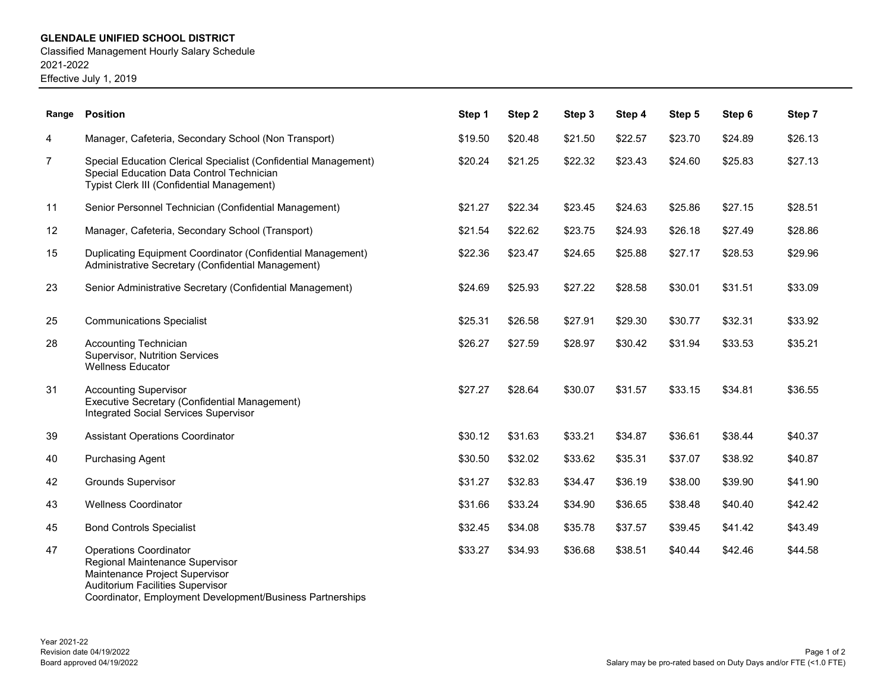**GLENDALE UNIFIED SCHOOL DISTRICT**
Classified Management Hourly Salary Schedule
2021-2022
Effective July 1, 2019

| Range | Position | Step 1 | Step 2 | Step 3 | Step 4 | Step 5 | Step 6 | Step 7 |
|---|---|---|---|---|---|---|---|---|
| 4 | Manager, Cafeteria, Secondary School (Non Transport) | $19.50 | $20.48 | $21.50 | $22.57 | $23.70 | $24.89 | $26.13 |
| 7 | Special Education Clerical Specialist (Confidential Management)<br>Special Education Data Control Technician<br>Typist Clerk III (Confidential Management) | $20.24 | $21.25 | $22.32 | $23.43 | $24.60 | $25.83 | $27.13 |
| 11 | Senior Personnel Technician (Confidential Management) | $21.27 | $22.34 | $23.45 | $24.63 | $25.86 | $27.15 | $28.51 |
| 12 | Manager, Cafeteria, Secondary School (Transport) | $21.54 | $22.62 | $23.75 | $24.93 | $26.18 | $27.49 | $28.86 |
| 15 | Duplicating Equipment Coordinator (Confidential Management)<br>Administrative Secretary (Confidential Management) | $22.36 | $23.47 | $24.65 | $25.88 | $27.17 | $28.53 | $29.96 |
| 23 | Senior Administrative Secretary (Confidential Management) | $24.69 | $25.93 | $27.22 | $28.58 | $30.01 | $31.51 | $33.09 |
| 25 | Communications Specialist | $25.31 | $26.58 | $27.91 | $29.30 | $30.77 | $32.31 | $33.92 |
| 28 | Accounting Technician<br>Supervisor, Nutrition Services<br>Wellness Educator | $26.27 | $27.59 | $28.97 | $30.42 | $31.94 | $33.53 | $35.21 |
| 31 | Accounting Supervisor<br>Executive Secretary (Confidential Management)<br>Integrated Social Services Supervisor | $27.27 | $28.64 | $30.07 | $31.57 | $33.15 | $34.81 | $36.55 |
| 39 | Assistant Operations Coordinator | $30.12 | $31.63 | $33.21 | $34.87 | $36.61 | $38.44 | $40.37 |
| 40 | Purchasing Agent | $30.50 | $32.02 | $33.62 | $35.31 | $37.07 | $38.92 | $40.87 |
| 42 | Grounds Supervisor | $31.27 | $32.83 | $34.47 | $36.19 | $38.00 | $39.90 | $41.90 |
| 43 | Wellness Coordinator | $31.66 | $33.24 | $34.90 | $36.65 | $38.48 | $40.40 | $42.42 |
| 45 | Bond Controls Specialist | $32.45 | $34.08 | $35.78 | $37.57 | $39.45 | $41.42 | $43.49 |
| 47 | Operations Coordinator<br>Regional Maintenance Supervisor<br>Maintenance Project Supervisor<br>Auditorium Facilities Supervisor<br>Coordinator, Employment Development/Business Partnerships | $33.27 | $34.93 | $36.68 | $38.51 | $40.44 | $42.46 | $44.58 |

Year 2021-22
Revision date 04/19/2022
Board approved 04/19/2022

Salary may be pro-rated based on Duty Days and/or FTE (<1.0 FTE)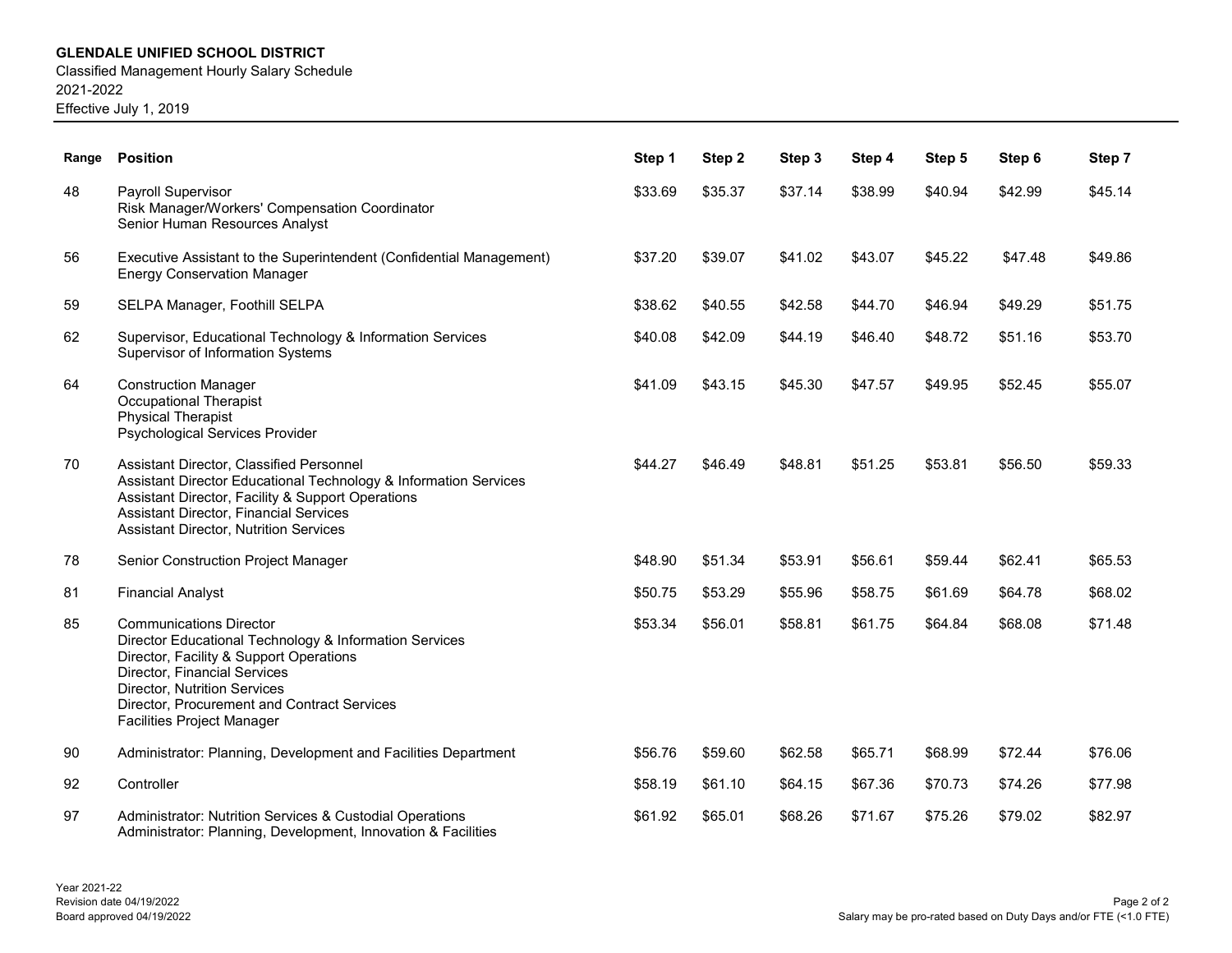**GLENDALE UNIFIED SCHOOL DISTRICT**

Classified Management Hourly Salary Schedule

2021-2022

Effective July 1, 2019

| Range | Position | Step 1 | Step 2 | Step 3 | Step 4 | Step 5 | Step 6 | Step 7 |
|---|---|---|---|---|---|---|---|---|
| 48 | Payroll Supervisor<br>Risk Manager/Workers' Compensation Coordinator<br>Senior Human Resources Analyst | $33.69 | $35.37 | $37.14 | $38.99 | $40.94 | $42.99 | $45.14 |
| 56 | Executive Assistant to the Superintendent (Confidential Management)<br>Energy Conservation Manager | $37.20 | $39.07 | $41.02 | $43.07 | $45.22 | $47.48 | $49.86 |
| 59 | SELPA Manager, Foothill SELPA | $38.62 | $40.55 | $42.58 | $44.70 | $46.94 | $49.29 | $51.75 |
| 62 | Supervisor, Educational Technology & Information Services<br>Supervisor of Information Systems | $40.08 | $42.09 | $44.19 | $46.40 | $48.72 | $51.16 | $53.70 |
| 64 | Construction Manager<br>Occupational Therapist<br>Physical Therapist<br>Psychological Services Provider | $41.09 | $43.15 | $45.30 | $47.57 | $49.95 | $52.45 | $55.07 |
| 70 | Assistant Director, Classified Personnel<br>Assistant Director Educational Technology & Information Services<br>Assistant Director, Facility & Support Operations<br>Assistant Director, Financial Services<br>Assistant Director, Nutrition Services | $44.27 | $46.49 | $48.81 | $51.25 | $53.81 | $56.50 | $59.33 |
| 78 | Senior Construction Project Manager | $48.90 | $51.34 | $53.91 | $56.61 | $59.44 | $62.41 | $65.53 |
| 81 | Financial Analyst | $50.75 | $53.29 | $55.96 | $58.75 | $61.69 | $64.78 | $68.02 |
| 85 | Communications Director<br>Director Educational Technology & Information Services<br>Director, Facility & Support Operations<br>Director, Financial Services<br>Director, Nutrition Services<br>Director, Procurement and Contract Services<br>Facilities Project Manager | $53.34 | $56.01 | $58.81 | $61.75 | $64.84 | $68.08 | $71.48 |
| 90 | Administrator: Planning, Development and Facilities Department | $56.76 | $59.60 | $62.58 | $65.71 | $68.99 | $72.44 | $76.06 |
| 92 | Controller | $58.19 | $61.10 | $64.15 | $67.36 | $70.73 | $74.26 | $77.98 |
| 97 | Administrator: Nutrition Services & Custodial Operations<br>Administrator: Planning, Development, Innovation & Facilities | $61.92 | $65.01 | $68.26 | $71.67 | $75.26 | $79.02 | $82.97 |

Year 2021-22
Revision date 04/19/2022
Board approved 04/19/2022

Salary may be pro-rated based on Duty Days and/or FTE (<1.0 FTE)